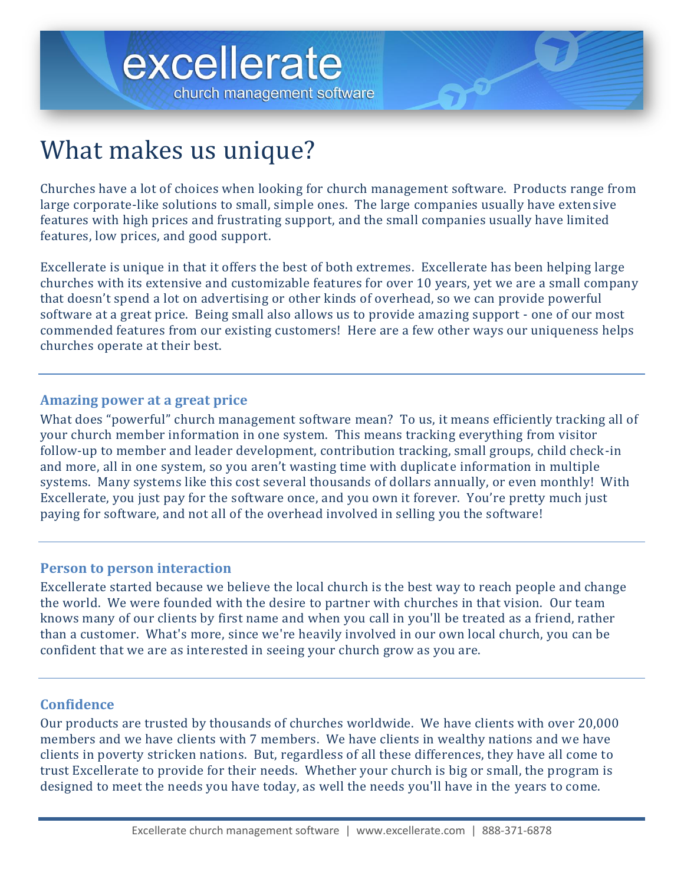excellerate
church management software

# What makes us unique?

Churches have a lot of choices when looking for church management software. Products range from large corporate-like solutions to small, simple ones. The large companies usually have extensive features with high prices and frustrating support, and the small companies usually have limited features, low prices, and good support.

Excellerate is unique in that it offers the best of both extremes. Excellerate has been helping large churches with its extensive and customizable features for over 10 years, yet we are a small company that doesn't spend a lot on advertising or other kinds of overhead, so we can provide powerful software at a great price. Being small also allows us to provide amazing support - one of our most commended features from our existing customers! Here are a few other ways our uniqueness helps churches operate at their best.

---

### Amazing power at a great price

What does "powerful" church management software mean? To us, it means efficiently tracking all of your church member information in one system. This means tracking everything from visitor follow-up to member and leader development, contribution tracking, small groups, child check-in and more, all in one system, so you aren't wasting time with duplicate information in multiple systems. Many systems like this cost several thousands of dollars annually, or even monthly! With Excellerate, you just pay for the software once, and you own it forever. You're pretty much just paying for software, and not all of the overhead involved in selling you the software!

---

### Person to person interaction

Excellerate started because we believe the local church is the best way to reach people and change the world. We were founded with the desire to partner with churches in that vision. Our team knows many of our clients by first name and when you call in you'll be treated as a friend, rather than a customer. What's more, since we're heavily involved in our own local church, you can be confident that we are as interested in seeing your church grow as you are.

---

### Confidence

Our products are trusted by thousands of churches worldwide. We have clients with over 20,000 members and we have clients with 7 members. We have clients in wealthy nations and we have clients in poverty stricken nations. But, regardless of all these differences, they have all come to trust Excellerate to provide for their needs. Whether your church is big or small, the program is designed to meet the needs you have today, as well the needs you'll have in the years to come.

---

Excellerate church management software | www.excellerate.com | 888-371-6878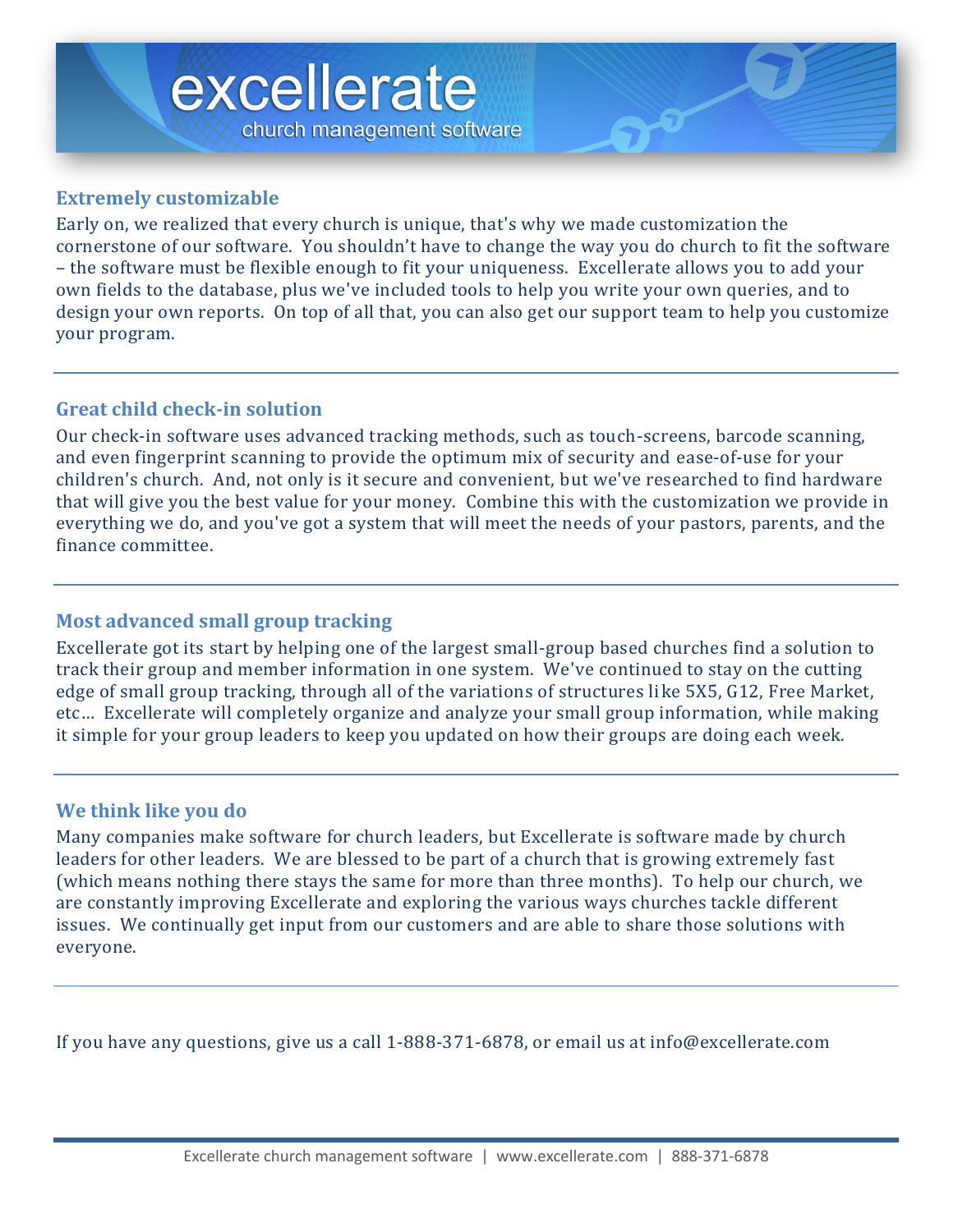# excellerate

church management software

### Extremely customizable

Early on, we realized that every church is unique, that's why we made customization the cornerstone of our software. You shouldn't have to change the way you do church to fit the software – the software must be flexible enough to fit your uniqueness. Excellerate allows you to add your own fields to the database, plus we've included tools to help you write your own queries, and to design your own reports. On top of all that, you can also get our support team to help you customize your program.

---

### Great child check-in solution

Our check-in software uses advanced tracking methods, such as touch-screens, barcode scanning, and even fingerprint scanning to provide the optimum mix of security and ease-of-use for your children's church. And, not only is it secure and convenient, but we've researched to find hardware that will give you the best value for your money. Combine this with the customization we provide in everything we do, and you've got a system that will meet the needs of your pastors, parents, and the finance committee.

---

### Most advanced small group tracking

Excellerate got its start by helping one of the largest small-group based churches find a solution to track their group and member information in one system. We've continued to stay on the cutting edge of small group tracking, through all of the variations of structures like 5X5, G12, Free Market, etc… Excellerate will completely organize and analyze your small group information, while making it simple for your group leaders to keep you updated on how their groups are doing each week.

---

### We think like you do

Many companies make software for church leaders, but Excellerate is software made by church leaders for other leaders. We are blessed to be part of a church that is growing extremely fast (which means nothing there stays the same for more than three months). To help our church, we are constantly improving Excellerate and exploring the various ways churches tackle different issues. We continually get input from our customers and are able to share those solutions with everyone.

---

If you have any questions, give us a call 1-888-371-6878, or email us at info@excellerate.com